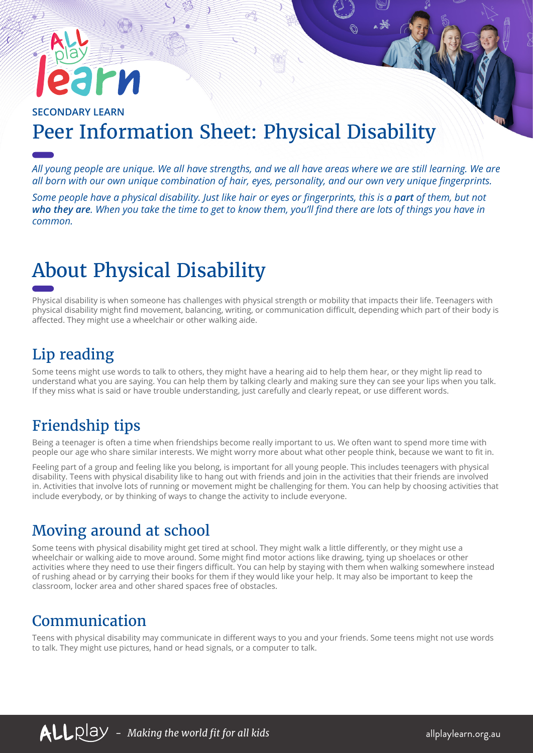SECONDARY LEARN

# Peer Information Sheet: Physical Disability

*All young people are unique. We all have strengths, and we all have areas where we are still learning. We are all born with our own unique combination of hair, eyes, personality, and our own very unique fingerprints.*

*Some people have a physical disability. Just like hair or eyes or fingerprints, this is a **part** of them, but not **who they are**. When you take the time to get to know them, you'll find there are lots of things you have in common.*

# About Physical Disability

Physical disability is when someone has challenges with physical strength or mobility that impacts their life. Teenagers with physical disability might find movement, balancing, writing, or communication difficult, depending which part of their body is affected. They might use a wheelchair or other walking aide.

## Lip reading

Some teens might use words to talk to others, they might have a hearing aid to help them hear, or they might lip read to understand what you are saying. You can help them by talking clearly and making sure they can see your lips when you talk. If they miss what is said or have trouble understanding, just carefully and clearly repeat, or use different words.

## Friendship tips

Being a teenager is often a time when friendships become really important to us. We often want to spend more time with people our age who share similar interests. We might worry more about what other people think, because we want to fit in.

Feeling part of a group and feeling like you belong, is important for all young people. This includes teenagers with physical disability. Teens with physical disability like to hang out with friends and join in the activities that their friends are involved in. Activities that involve lots of running or movement might be challenging for them. You can help by choosing activities that include everybody, or by thinking of ways to change the activity to include everyone.

## Moving around at school

Some teens with physical disability might get tired at school. They might walk a little differently, or they might use a wheelchair or walking aide to move around. Some might find motor actions like drawing, tying up shoelaces or other activities where they need to use their fingers difficult. You can help by staying with them when walking somewhere instead of rushing ahead or by carrying their books for them if they would like your help. It may also be important to keep the classroom, locker area and other shared spaces free of obstacles.

## Communication

Teens with physical disability may communicate in different ways to you and your friends. Some teens might not use words to talk. They might use pictures, hand or head signals, or a computer to talk.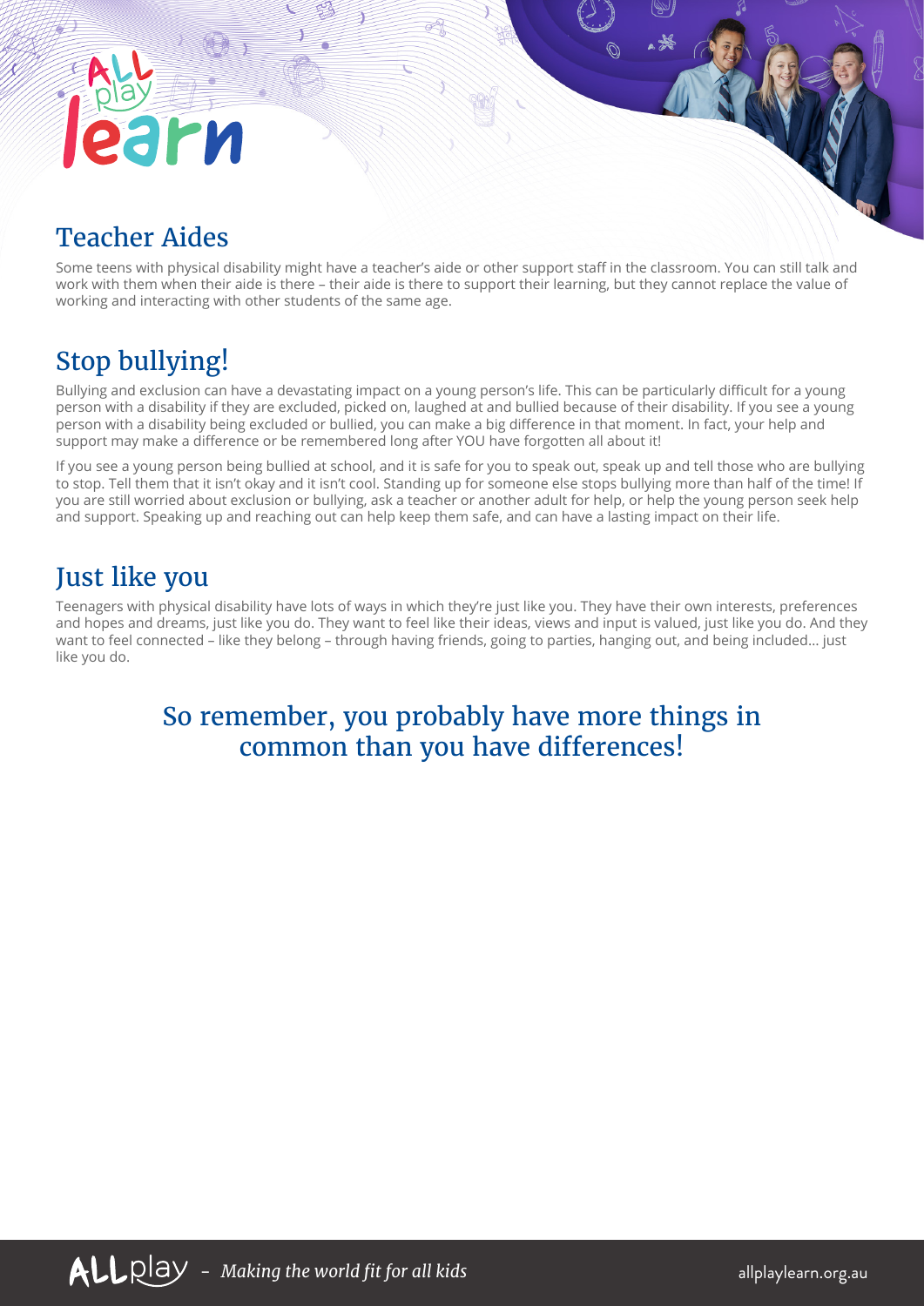## Teacher Aides

Some teens with physical disability might have a teacher's aide or other support staff in the classroom. You can still talk and work with them when their aide is there – their aide is there to support their learning, but they cannot replace the value of working and interacting with other students of the same age.

## Stop bullying!

Bullying and exclusion can have a devastating impact on a young person's life. This can be particularly difficult for a young person with a disability if they are excluded, picked on, laughed at and bullied because of their disability. If you see a young person with a disability being excluded or bullied, you can make a big difference in that moment. In fact, your help and support may make a difference or be remembered long after YOU have forgotten all about it!

If you see a young person being bullied at school, and it is safe for you to speak out, speak up and tell those who are bullying to stop. Tell them that it isn't okay and it isn't cool. Standing up for someone else stops bullying more than half of the time! If you are still worried about exclusion or bullying, ask a teacher or another adult for help, or help the young person seek help and support. Speaking up and reaching out can help keep them safe, and can have a lasting impact on their life.

## Just like you

Teenagers with physical disability have lots of ways in which they're just like you. They have their own interests, preferences and hopes and dreams, just like you do. They want to feel like their ideas, views and input is valued, just like you do. And they want to feel connected – like they belong – through having friends, going to parties, hanging out, and being included… just like you do.

### So remember, you probably have more things in common than you have differences!